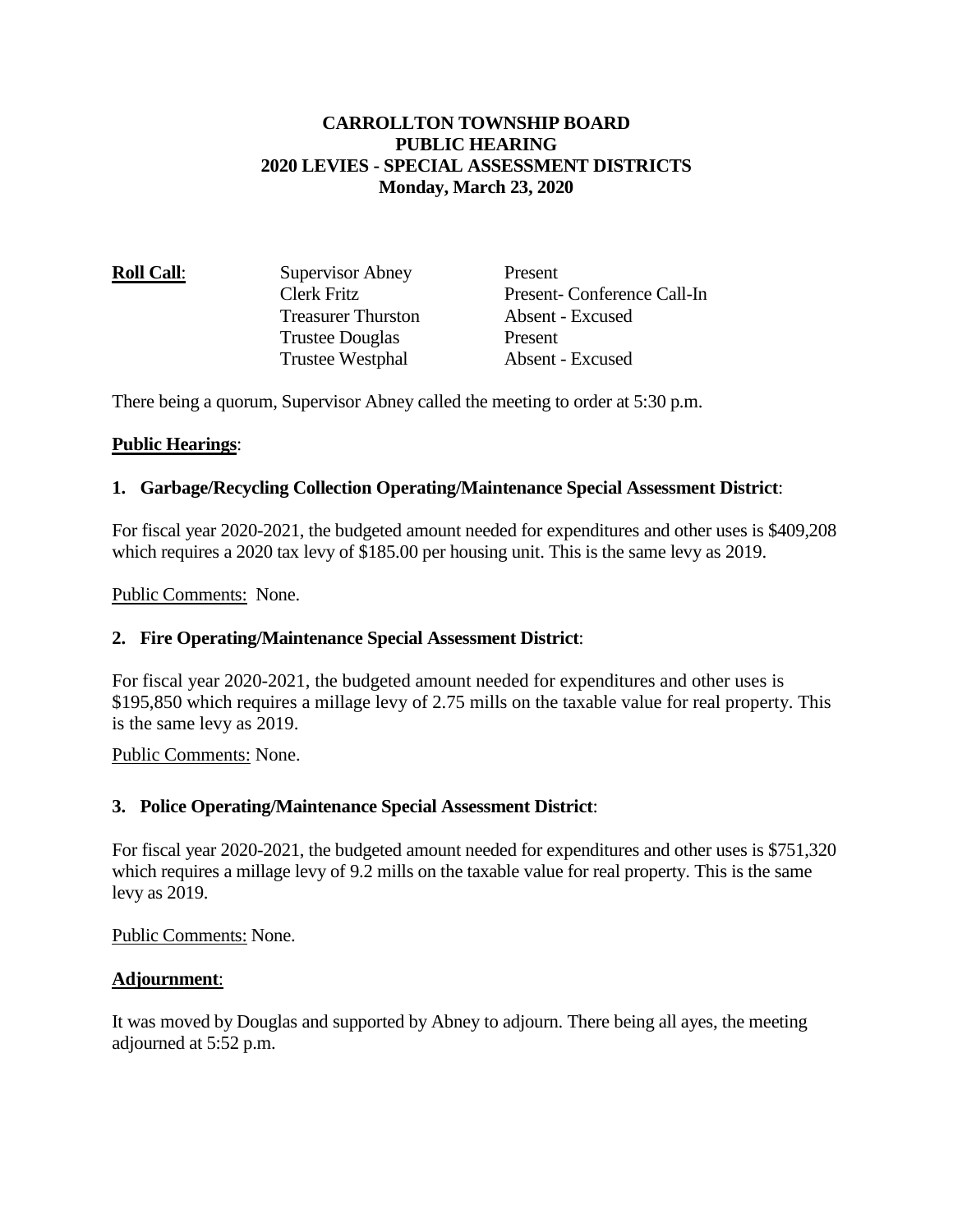# CARROLLTON TOWNSHIP BOARD
## PUBLIC HEARING
## 2020 LEVIES - SPECIAL ASSESSMENT DISTRICTS
## Monday, March 23, 2020

| **Roll Call**: | | |
|---|---|---|
| | Supervisor Abney | Present |
| | Clerk Fritz | Present- Conference Call-In |
| | Treasurer Thurston | Absent - Excused |
| | Trustee Douglas | Present |
| | Trustee Westphal | Absent - Excused |

There being a quorum, Supervisor Abney called the meeting to order at 5:30 p.m.

**Public Hearings**:

**1. Garbage/Recycling Collection Operating/Maintenance Special Assessment District**:

For fiscal year 2020-2021, the budgeted amount needed for expenditures and other uses is $409,208 which requires a 2020 tax levy of $185.00 per housing unit. This is the same levy as 2019.

Public Comments: None.

**2. Fire Operating/Maintenance Special Assessment District**:

For fiscal year 2020-2021, the budgeted amount needed for expenditures and other uses is $195,850 which requires a millage levy of 2.75 mills on the taxable value for real property. This is the same levy as 2019.

Public Comments: None.

**3. Police Operating/Maintenance Special Assessment District**:

For fiscal year 2020-2021, the budgeted amount needed for expenditures and other uses is $751,320 which requires a millage levy of 9.2 mills on the taxable value for real property. This is the same levy as 2019.

Public Comments: None.

**Adjournment**:

It was moved by Douglas and supported by Abney to adjourn. There being all ayes, the meeting adjourned at 5:52 p.m.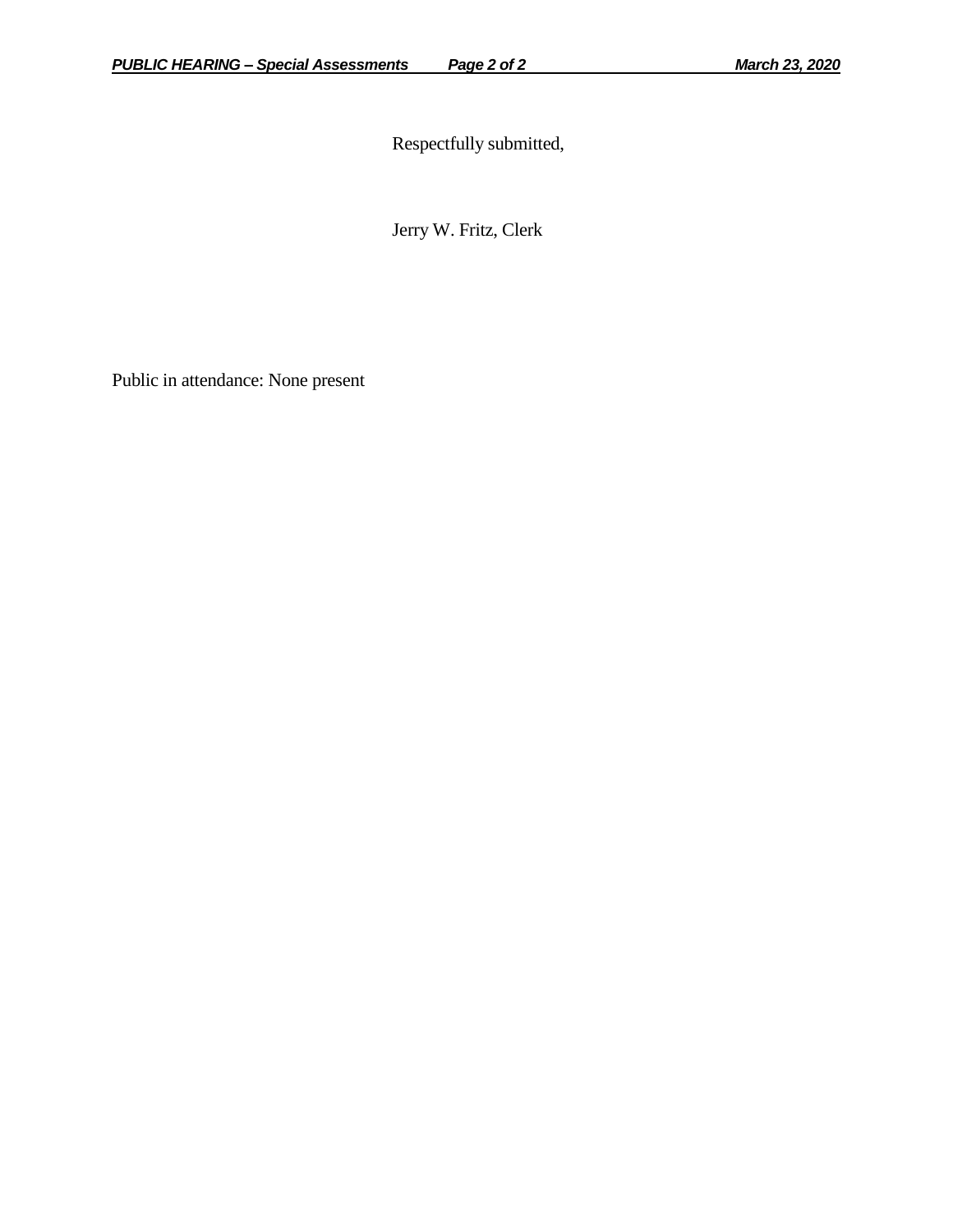Respectfully submitted,

Jerry W. Fritz, Clerk

Public in attendance: None present